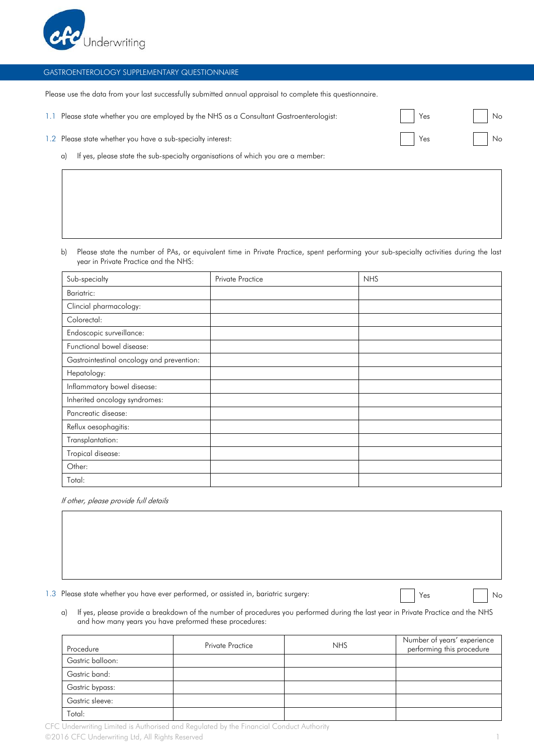CFC Underwriting

## GASTROENTEROLOGY SUPPLEMENTARY QUESTIONNAIRE

Please use the data from your last successfully submitted annual appraisal to complete this questionnaire.

1.1 Please state whether you are employed by the NHS as a Consultant Gastroenterologist: ☐ Yes ☐ No

1.2 Please state whether you have a sub-specialty interest: ☐ Yes ☐ No

a) If yes, please state the sub-specialty organisations of which you are a member:

b) Please state the number of PAs, or equivalent time in Private Practice, spent performing your sub-specialty activities during the last year in Private Practice and the NHS:

| Sub-specialty | Private Practice | NHS |
|---|---|---|
| Bariatric: | | |
| Clincial pharmacology: | | |
| Colorectal: | | |
| Endoscopic surveillance: | | |
| Functional bowel disease: | | |
| Gastrointestinal oncology and prevention: | | |
| Hepatology: | | |
| Inflammatory bowel disease: | | |
| Inherited oncology syndromes: | | |
| Pancreatic disease: | | |
| Reflux oesophagitis: | | |
| Transplantation: | | |
| Tropical disease: | | |
| Other: | | |
| Total: | | |

*If other, please provide full details*

1.3 Please state whether you have ever performed, or assisted in, bariatric surgery: ☐ Yes ☐ No

a) If yes, please provide a breakdown of the number of procedures you performed during the last year in Private Practice and the NHS and how many years you have preformed these procedures:

| Procedure | Private Practice | NHS | Number of years' experience performing this procedure |
|---|---|---|---|
| Gastric balloon: | | | |
| Gastric band: | | | |
| Gastric bypass: | | | |
| Gastric sleeve: | | | |
| Total: | | | |

CFC Underwriting Limited is Authorised and Regulated by the Financial Conduct Authority
©2016 CFC Underwriting Ltd, All Rights Reserved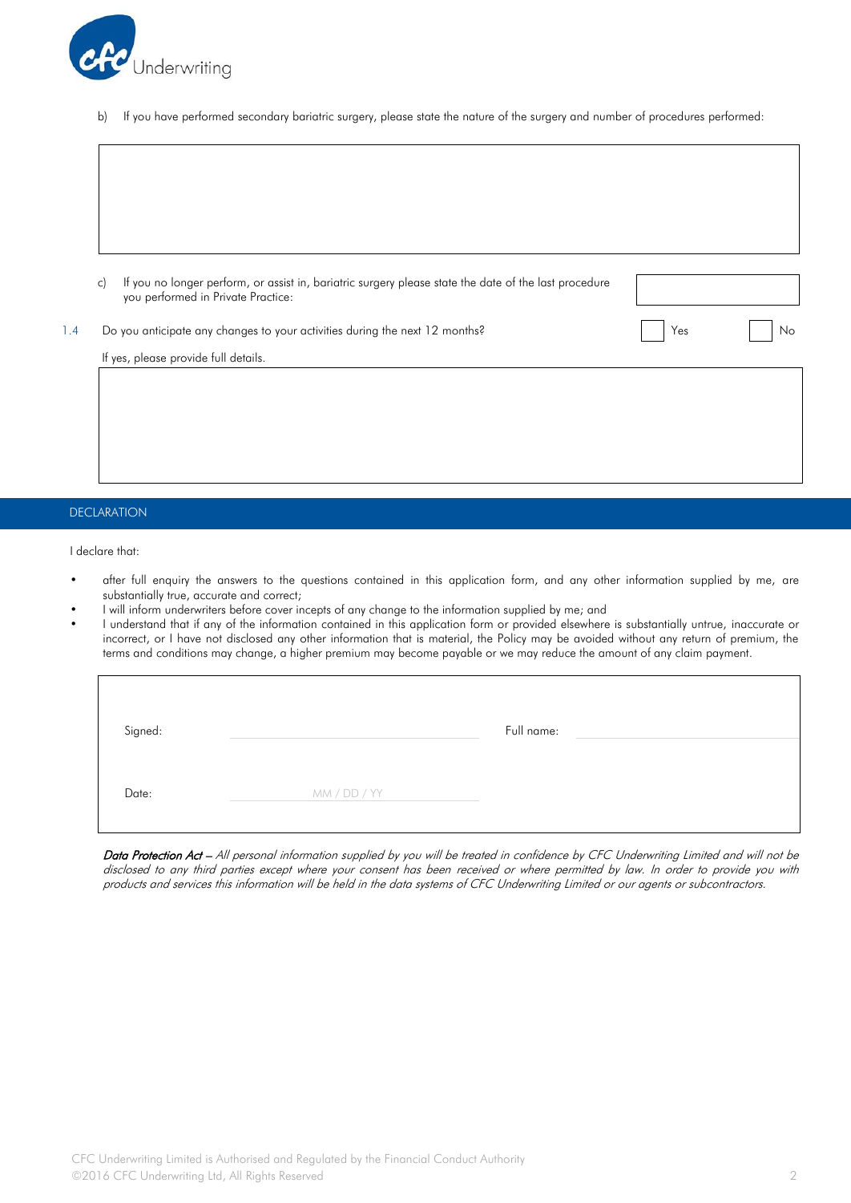b) If you have performed secondary bariatric surgery, please state the nature of the surgery and number of procedures performed:

c) If you no longer perform, or assist in, bariatric surgery please state the date of the last procedure you performed in Private Practice:

1.4 Do you anticipate any changes to your activities during the next 12 months? ☐ Yes ☐ No

If yes, please provide full details.

## DECLARATION

I declare that:

- after full enquiry the answers to the questions contained in this application form, and any other information supplied by me, are substantially true, accurate and correct;
- I will inform underwriters before cover incepts of any change to the information supplied by me; and
- I understand that if any of the information contained in this application form or provided elsewhere is substantially untrue, inaccurate or incorrect, or I have not disclosed any other information that is material, the Policy may be avoided without any return of premium, the terms and conditions may change, a higher premium may become payable or we may reduce the amount of any claim payment.

Signed: ____________________ Full name: ____________________

Date: MM / DD / YY

*Data Protection Act – All personal information supplied by you will be treated in confidence by CFC Underwriting Limited and will not be disclosed to any third parties except where your consent has been received or where permitted by law. In order to provide you with products and services this information will be held in the data systems of CFC Underwriting Limited or our agents or subcontractors.*

CFC Underwriting Limited is Authorised and Regulated by the Financial Conduct Authority
©2016 CFC Underwriting Ltd, All Rights Reserved